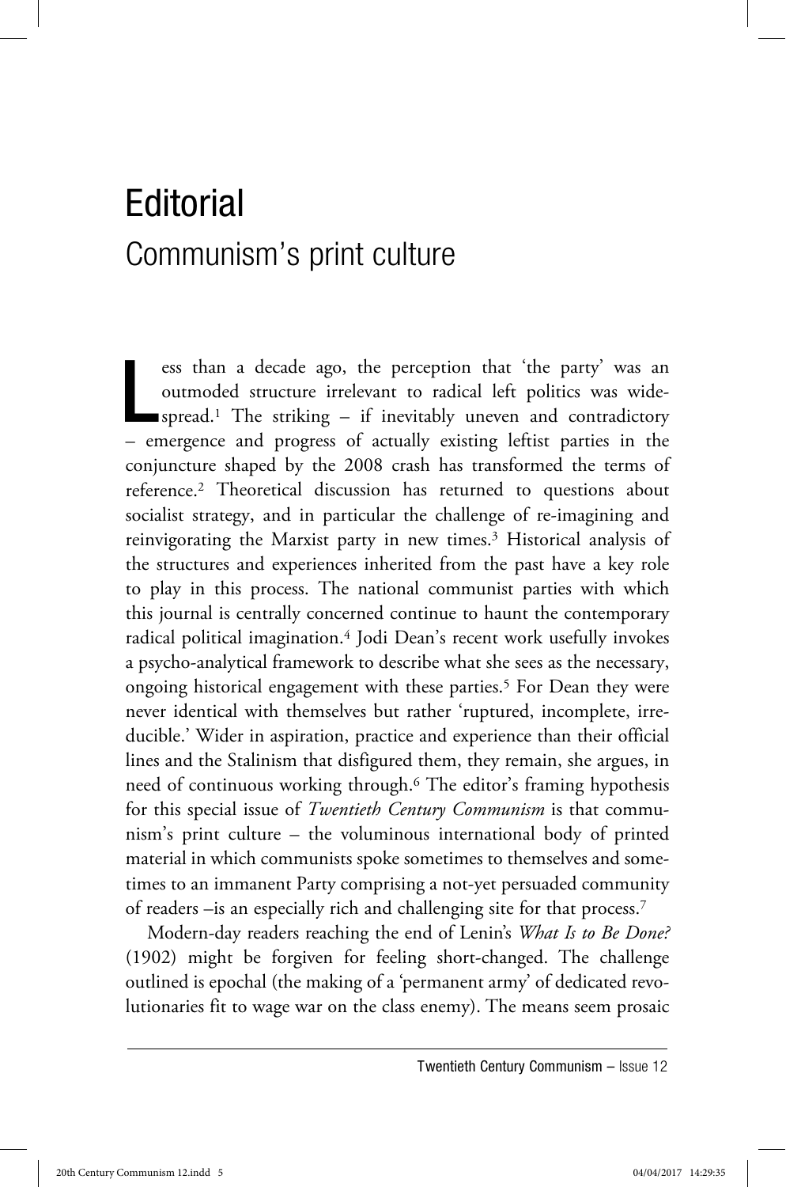# Editorial

## Communism's print culture

Less than a decade ago, the perception that 'the party' was an outmoded structure irrelevant to radical left politics was widespread.[1] The striking – if inevitably uneven and contradictory – emergence and progress of actually existing leftist parties in the conjuncture shaped by the 2008 crash has transformed the terms of reference.[2] Theoretical discussion has returned to questions about socialist strategy, and in particular the challenge of re-imagining and reinvigorating the Marxist party in new times.[3] Historical analysis of the structures and experiences inherited from the past have a key role to play in this process. The national communist parties with which this journal is centrally concerned continue to haunt the contemporary radical political imagination.[4] Jodi Dean's recent work usefully invokes a psycho-analytical framework to describe what she sees as the necessary, ongoing historical engagement with these parties.[5] For Dean they were never identical with themselves but rather 'ruptured, incomplete, irreducible.' Wider in aspiration, practice and experience than their official lines and the Stalinism that disfigured them, they remain, she argues, in need of continuous working through.[6] The editor's framing hypothesis for this special issue of *Twentieth Century Communism* is that communism's print culture – the voluminous international body of printed material in which communists spoke sometimes to themselves and sometimes to an immanent Party comprising a not-yet persuaded community of readers –is an especially rich and challenging site for that process.[7]

Modern-day readers reaching the end of Lenin's *What Is to Be Done?* (1902) might be forgiven for feeling short-changed. The challenge outlined is epochal (the making of a 'permanent army' of dedicated revolutionaries fit to wage war on the class enemy). The means seem prosaic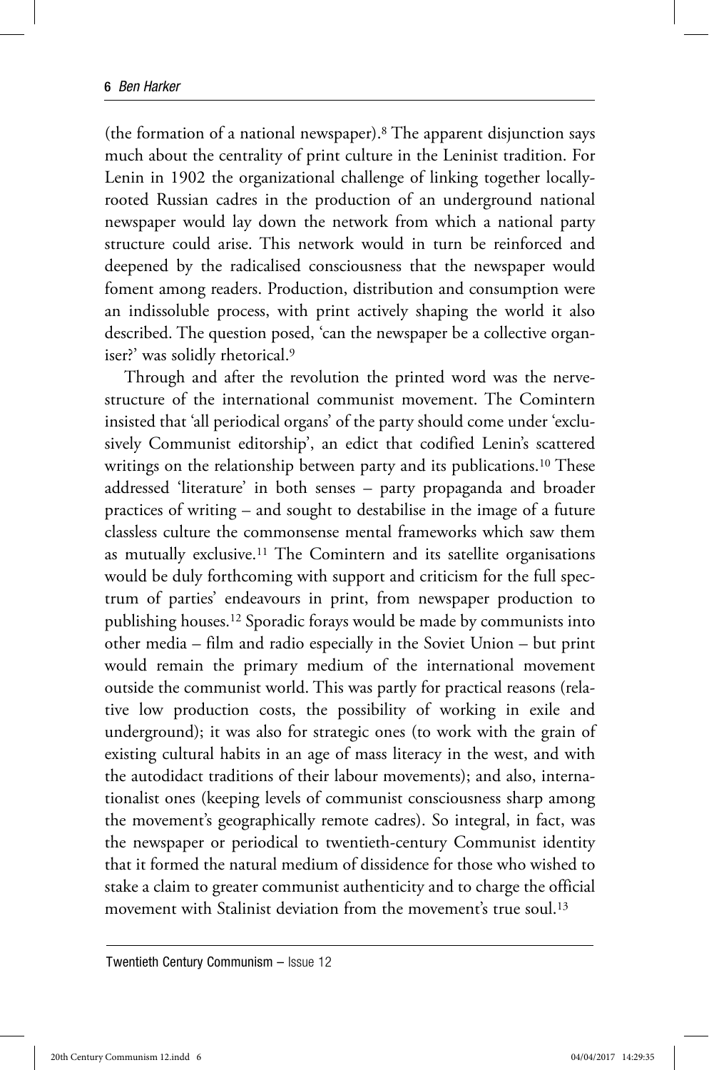(the formation of a national newspaper).[8] The apparent disjunction says much about the centrality of print culture in the Leninist tradition. For Lenin in 1902 the organizational challenge of linking together locally-rooted Russian cadres in the production of an underground national newspaper would lay down the network from which a national party structure could arise. This network would in turn be reinforced and deepened by the radicalised consciousness that the newspaper would foment among readers. Production, distribution and consumption were an indissoluble process, with print actively shaping the world it also described. The question posed, 'can the newspaper be a collective organiser?' was solidly rhetorical.[9]

Through and after the revolution the printed word was the nerve-structure of the international communist movement. The Comintern insisted that 'all periodical organs' of the party should come under 'exclusively Communist editorship', an edict that codified Lenin's scattered writings on the relationship between party and its publications.[10] These addressed 'literature' in both senses – party propaganda and broader practices of writing – and sought to destabilise in the image of a future classless culture the commonsense mental frameworks which saw them as mutually exclusive.[11] The Comintern and its satellite organisations would be duly forthcoming with support and criticism for the full spectrum of parties' endeavours in print, from newspaper production to publishing houses.[12] Sporadic forays would be made by communists into other media – film and radio especially in the Soviet Union – but print would remain the primary medium of the international movement outside the communist world. This was partly for practical reasons (relative low production costs, the possibility of working in exile and underground); it was also for strategic ones (to work with the grain of existing cultural habits in an age of mass literacy in the west, and with the autodidact traditions of their labour movements); and also, internationalist ones (keeping levels of communist consciousness sharp among the movement's geographically remote cadres). So integral, in fact, was the newspaper or periodical to twentieth-century Communist identity that it formed the natural medium of dissidence for those who wished to stake a claim to greater communist authenticity and to charge the official movement with Stalinist deviation from the movement's true soul.[13]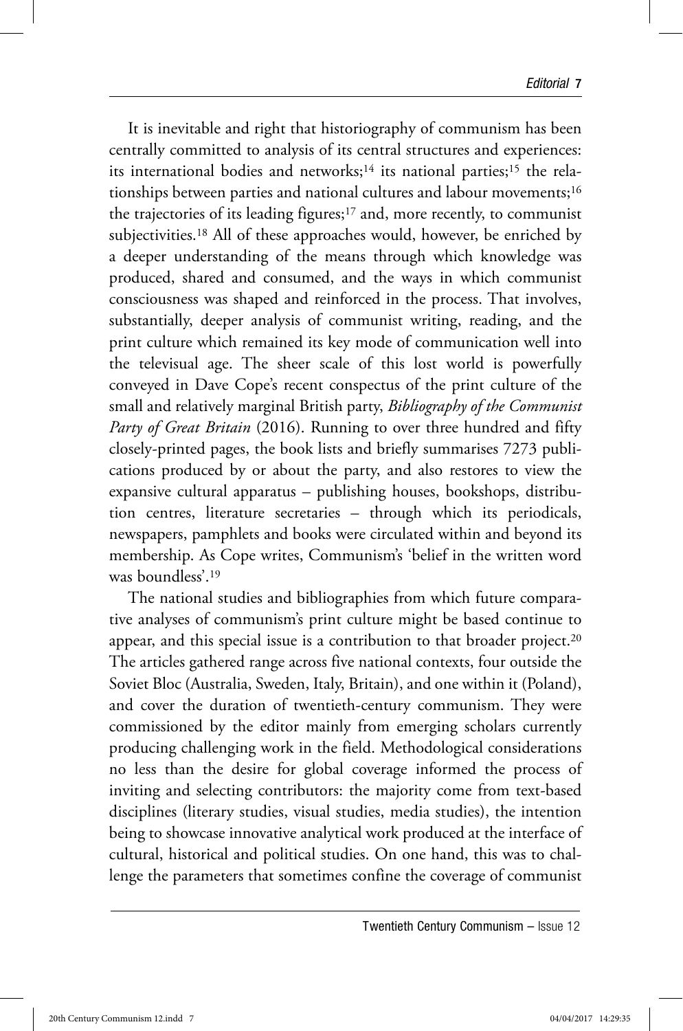It is inevitable and right that historiography of communism has been centrally committed to analysis of its central structures and experiences: its international bodies and networks;[14] its national parties;[15] the relationships between parties and national cultures and labour movements;[16] the trajectories of its leading figures;[17] and, more recently, to communist subjectivities.[18] All of these approaches would, however, be enriched by a deeper understanding of the means through which knowledge was produced, shared and consumed, and the ways in which communist consciousness was shaped and reinforced in the process. That involves, substantially, deeper analysis of communist writing, reading, and the print culture which remained its key mode of communication well into the televisual age. The sheer scale of this lost world is powerfully conveyed in Dave Cope's recent conspectus of the print culture of the small and relatively marginal British party, *Bibliography of the Communist Party of Great Britain* (2016). Running to over three hundred and fifty closely-printed pages, the book lists and briefly summarises 7273 publications produced by or about the party, and also restores to view the expansive cultural apparatus – publishing houses, bookshops, distribution centres, literature secretaries – through which its periodicals, newspapers, pamphlets and books were circulated within and beyond its membership. As Cope writes, Communism's 'belief in the written word was boundless'.[19]

The national studies and bibliographies from which future comparative analyses of communism's print culture might be based continue to appear, and this special issue is a contribution to that broader project.[20] The articles gathered range across five national contexts, four outside the Soviet Bloc (Australia, Sweden, Italy, Britain), and one within it (Poland), and cover the duration of twentieth-century communism. They were commissioned by the editor mainly from emerging scholars currently producing challenging work in the field. Methodological considerations no less than the desire for global coverage informed the process of inviting and selecting contributors: the majority come from text-based disciplines (literary studies, visual studies, media studies), the intention being to showcase innovative analytical work produced at the interface of cultural, historical and political studies. On one hand, this was to challenge the parameters that sometimes confine the coverage of communist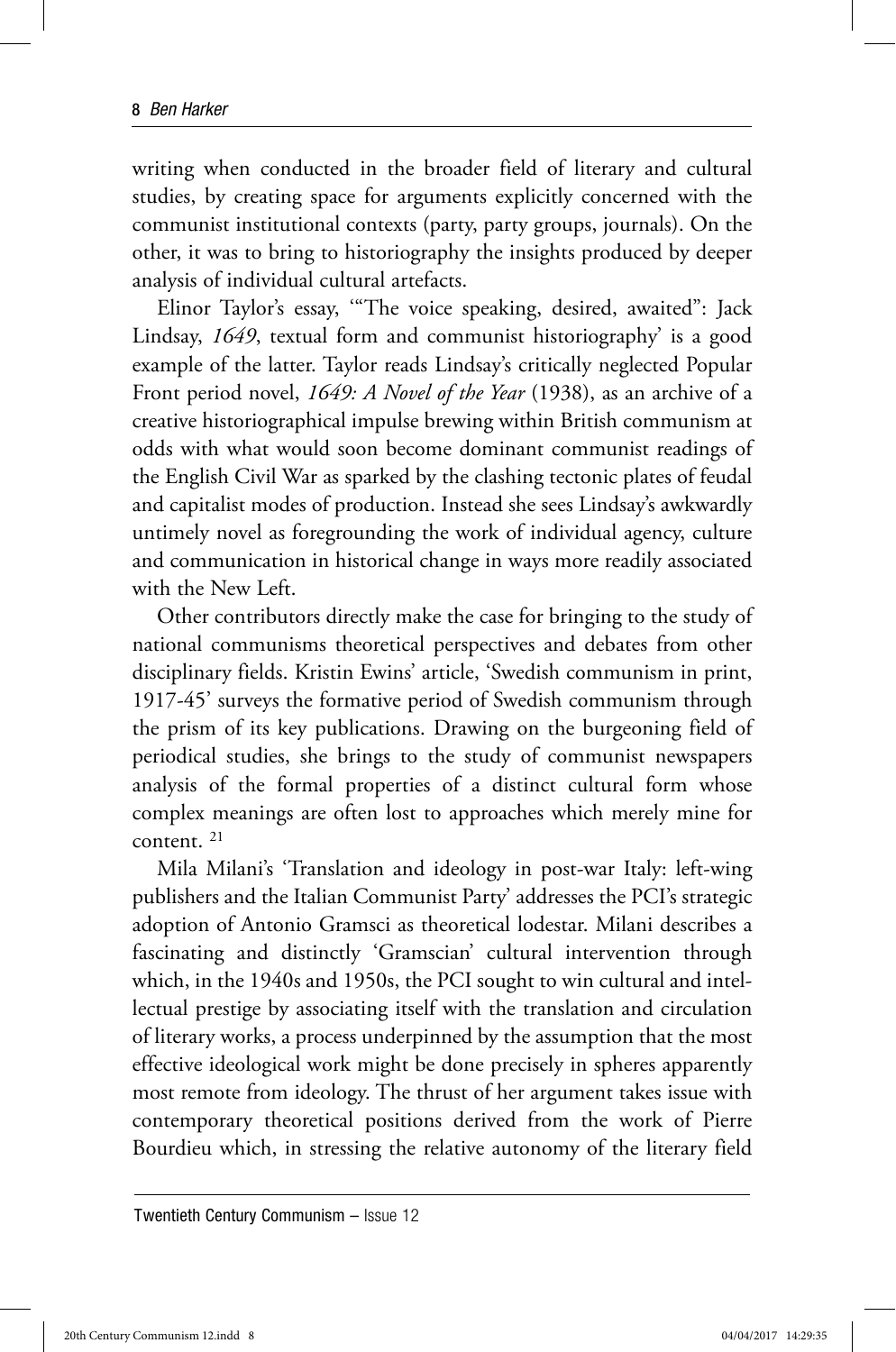writing when conducted in the broader field of literary and cultural studies, by creating space for arguments explicitly concerned with the communist institutional contexts (party, party groups, journals). On the other, it was to bring to historiography the insights produced by deeper analysis of individual cultural artefacts.

Elinor Taylor's essay, '"The voice speaking, desired, awaited": Jack Lindsay, *1649*, textual form and communist historiography' is a good example of the latter. Taylor reads Lindsay's critically neglected Popular Front period novel, *1649: A Novel of the Year* (1938), as an archive of a creative historiographical impulse brewing within British communism at odds with what would soon become dominant communist readings of the English Civil War as sparked by the clashing tectonic plates of feudal and capitalist modes of production. Instead she sees Lindsay's awkwardly untimely novel as foregrounding the work of individual agency, culture and communication in historical change in ways more readily associated with the New Left.

Other contributors directly make the case for bringing to the study of national communisms theoretical perspectives and debates from other disciplinary fields. Kristin Ewins' article, 'Swedish communism in print, 1917-45' surveys the formative period of Swedish communism through the prism of its key publications. Drawing on the burgeoning field of periodical studies, she brings to the study of communist newspapers analysis of the formal properties of a distinct cultural form whose complex meanings are often lost to approaches which merely mine for content. [21]

Mila Milani's 'Translation and ideology in post-war Italy: left-wing publishers and the Italian Communist Party' addresses the PCI's strategic adoption of Antonio Gramsci as theoretical lodestar. Milani describes a fascinating and distinctly 'Gramscian' cultural intervention through which, in the 1940s and 1950s, the PCI sought to win cultural and intellectual prestige by associating itself with the translation and circulation of literary works, a process underpinned by the assumption that the most effective ideological work might be done precisely in spheres apparently most remote from ideology. The thrust of her argument takes issue with contemporary theoretical positions derived from the work of Pierre Bourdieu which, in stressing the relative autonomy of the literary field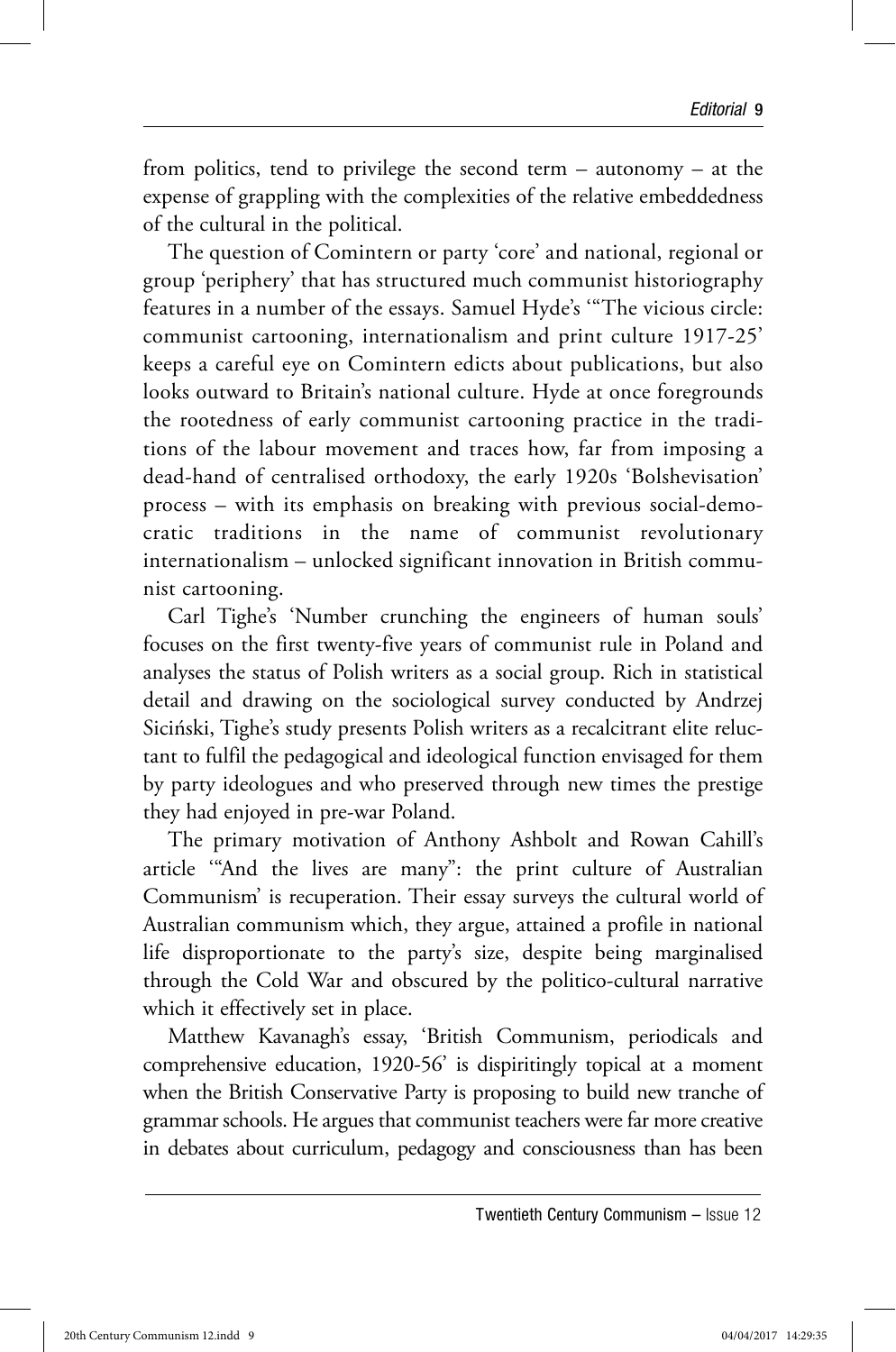from politics, tend to privilege the second term – autonomy – at the expense of grappling with the complexities of the relative embeddedness of the cultural in the political.

The question of Comintern or party 'core' and national, regional or group 'periphery' that has structured much communist historiography features in a number of the essays. Samuel Hyde's '"The vicious circle: communist cartooning, internationalism and print culture 1917-25' keeps a careful eye on Comintern edicts about publications, but also looks outward to Britain's national culture. Hyde at once foregrounds the rootedness of early communist cartooning practice in the traditions of the labour movement and traces how, far from imposing a dead-hand of centralised orthodoxy, the early 1920s 'Bolshevisation' process – with its emphasis on breaking with previous social-democratic traditions in the name of communist revolutionary internationalism – unlocked significant innovation in British communist cartooning.

Carl Tighe's 'Number crunching the engineers of human souls' focuses on the first twenty-five years of communist rule in Poland and analyses the status of Polish writers as a social group. Rich in statistical detail and drawing on the sociological survey conducted by Andrzej Siciński, Tighe's study presents Polish writers as a recalcitrant elite reluctant to fulfil the pedagogical and ideological function envisaged for them by party ideologues and who preserved through new times the prestige they had enjoyed in pre-war Poland.

The primary motivation of Anthony Ashbolt and Rowan Cahill's article '"And the lives are many": the print culture of Australian Communism' is recuperation. Their essay surveys the cultural world of Australian communism which, they argue, attained a profile in national life disproportionate to the party's size, despite being marginalised through the Cold War and obscured by the politico-cultural narrative which it effectively set in place.

Matthew Kavanagh's essay, 'British Communism, periodicals and comprehensive education, 1920-56' is dispiritingly topical at a moment when the British Conservative Party is proposing to build new tranche of grammar schools. He argues that communist teachers were far more creative in debates about curriculum, pedagogy and consciousness than has been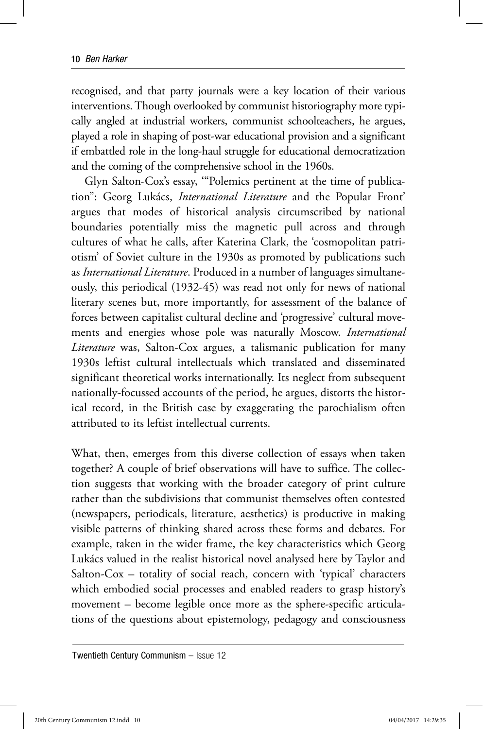recognised, and that party journals were a key location of their various interventions. Though overlooked by communist historiography more typically angled at industrial workers, communist schoolteachers, he argues, played a role in shaping of post-war educational provision and a significant if embattled role in the long-haul struggle for educational democratization and the coming of the comprehensive school in the 1960s.

Glyn Salton-Cox's essay, '"Polemics pertinent at the time of publication": Georg Lukács, *International Literature* and the Popular Front' argues that modes of historical analysis circumscribed by national boundaries potentially miss the magnetic pull across and through cultures of what he calls, after Katerina Clark, the 'cosmopolitan patriotism' of Soviet culture in the 1930s as promoted by publications such as *International Literature*. Produced in a number of languages simultaneously, this periodical (1932-45) was read not only for news of national literary scenes but, more importantly, for assessment of the balance of forces between capitalist cultural decline and 'progressive' cultural movements and energies whose pole was naturally Moscow. *International Literature* was, Salton-Cox argues, a talismanic publication for many 1930s leftist cultural intellectuals which translated and disseminated significant theoretical works internationally. Its neglect from subsequent nationally-focussed accounts of the period, he argues, distorts the historical record, in the British case by exaggerating the parochialism often attributed to its leftist intellectual currents.

What, then, emerges from this diverse collection of essays when taken together? A couple of brief observations will have to suffice. The collection suggests that working with the broader category of print culture rather than the subdivisions that communist themselves often contested (newspapers, periodicals, literature, aesthetics) is productive in making visible patterns of thinking shared across these forms and debates. For example, taken in the wider frame, the key characteristics which Georg Lukács valued in the realist historical novel analysed here by Taylor and Salton-Cox – totality of social reach, concern with 'typical' characters which embodied social processes and enabled readers to grasp history's movement – become legible once more as the sphere-specific articulations of the questions about epistemology, pedagogy and consciousness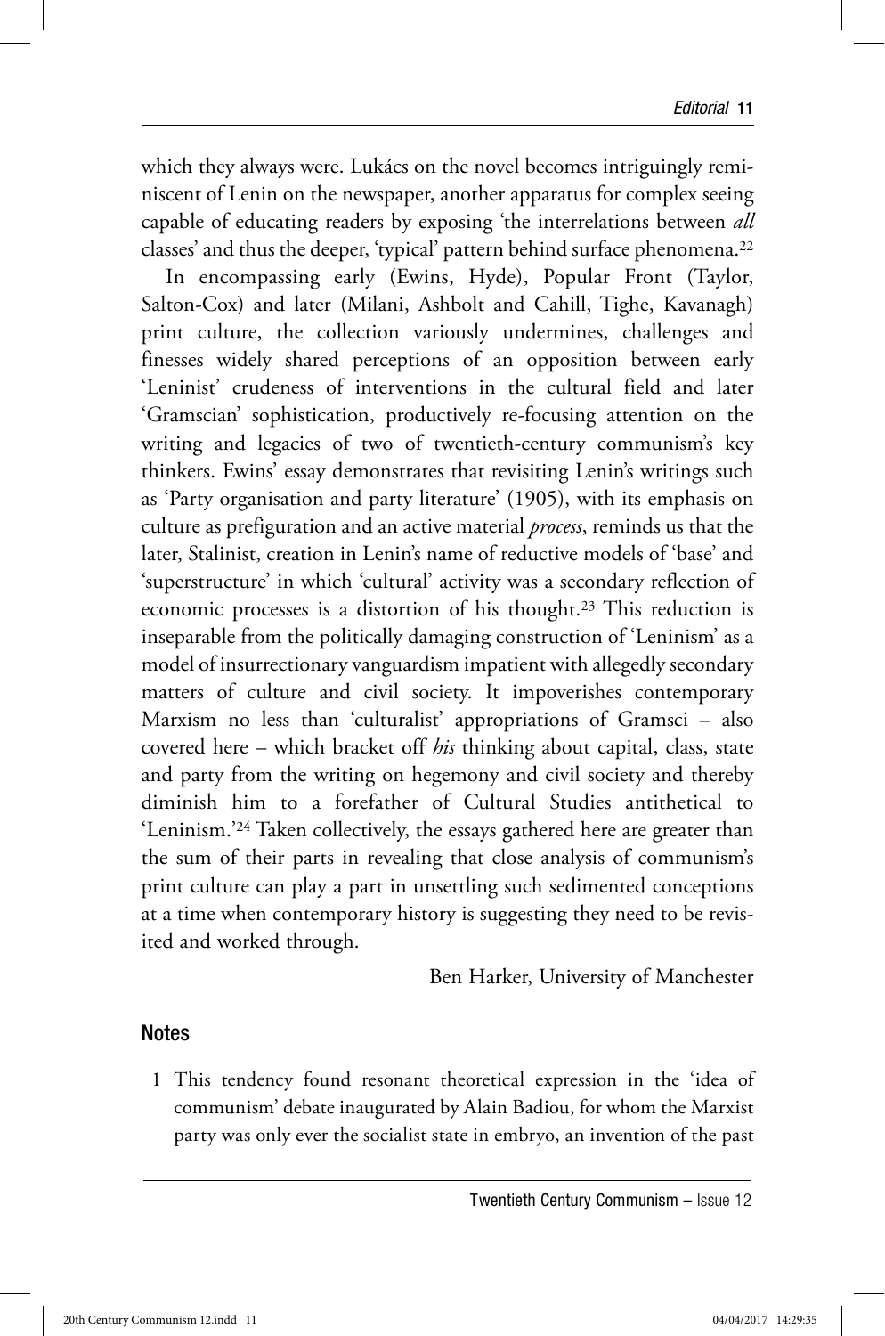which they always were. Lukács on the novel becomes intriguingly reminiscent of Lenin on the newspaper, another apparatus for complex seeing capable of educating readers by exposing 'the interrelations between *all* classes' and thus the deeper, 'typical' pattern behind surface phenomena.[22]

In encompassing early (Ewins, Hyde), Popular Front (Taylor, Salton-Cox) and later (Milani, Ashbolt and Cahill, Tighe, Kavanagh) print culture, the collection variously undermines, challenges and finesses widely shared perceptions of an opposition between early 'Leninist' crudeness of interventions in the cultural field and later 'Gramscian' sophistication, productively re-focusing attention on the writing and legacies of two of twentieth-century communism's key thinkers. Ewins' essay demonstrates that revisiting Lenin's writings such as 'Party organisation and party literature' (1905), with its emphasis on culture as prefiguration and an active material *process*, reminds us that the later, Stalinist, creation in Lenin's name of reductive models of 'base' and 'superstructure' in which 'cultural' activity was a secondary reflection of economic processes is a distortion of his thought.[23] This reduction is inseparable from the politically damaging construction of 'Leninism' as a model of insurrectionary vanguardism impatient with allegedly secondary matters of culture and civil society. It impoverishes contemporary Marxism no less than 'culturalist' appropriations of Gramsci – also covered here – which bracket off *his* thinking about capital, class, state and party from the writing on hegemony and civil society and thereby diminish him to a forefather of Cultural Studies antithetical to 'Leninism.'[24] Taken collectively, the essays gathered here are greater than the sum of their parts in revealing that close analysis of communism's print culture can play a part in unsettling such sedimented conceptions at a time when contemporary history is suggesting they need to be revisited and worked through.

Ben Harker, University of Manchester

## Notes

1 This tendency found resonant theoretical expression in the 'idea of communism' debate inaugurated by Alain Badiou, for whom the Marxist party was only ever the socialist state in embryo, an invention of the past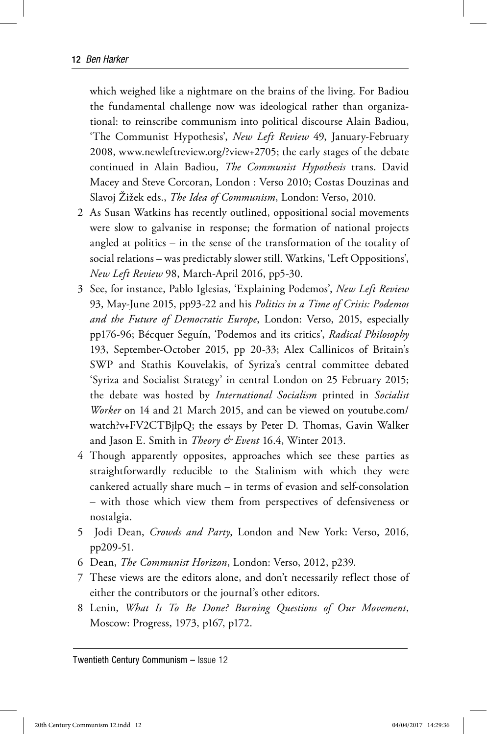which weighed like a nightmare on the brains of the living. For Badiou the fundamental challenge now was ideological rather than organizational: to reinscribe communism into political discourse Alain Badiou, 'The Communist Hypothesis', *New Left Review* 49, January-February 2008, www.newleftreview.org/?view+2705; the early stages of the debate continued in Alain Badiou, *The Communist Hypothesis* trans. David Macey and Steve Corcoran, London : Verso 2010; Costas Douzinas and Slavoj Žižek eds., *The Idea of Communism*, London: Verso, 2010.

2 As Susan Watkins has recently outlined, oppositional social movements were slow to galvanise in response; the formation of national projects angled at politics – in the sense of the transformation of the totality of social relations – was predictably slower still. Watkins, 'Left Oppositions', *New Left Review* 98, March-April 2016, pp5-30.

3 See, for instance, Pablo Iglesias, 'Explaining Podemos', *New Left Review* 93, May-June 2015, pp93-22 and his *Politics in a Time of Crisis: Podemos and the Future of Democratic Europe*, London: Verso, 2015, especially pp176-96; Bécquer Seguín, 'Podemos and its critics', *Radical Philosophy* 193, September-October 2015, pp 20-33; Alex Callinicos of Britain's SWP and Stathis Kouvelakis, of Syriza's central committee debated 'Syriza and Socialist Strategy' in central London on 25 February 2015; the debate was hosted by *International Socialism* printed in *Socialist Worker* on 14 and 21 March 2015, and can be viewed on youtube.com/watch?v+FV2CTBjlpQ; the essays by Peter D. Thomas, Gavin Walker and Jason E. Smith in *Theory & Event* 16.4, Winter 2013.

4 Though apparently opposites, approaches which see these parties as straightforwardly reducible to the Stalinism with which they were cankered actually share much – in terms of evasion and self-consolation – with those which view them from perspectives of defensiveness or nostalgia.

5 Jodi Dean, *Crowds and Party*, London and New York: Verso, 2016, pp209-51.

6 Dean, *The Communist Horizon*, London: Verso, 2012, p239.

7 These views are the editors alone, and don't necessarily reflect those of either the contributors or the journal's other editors.

8 Lenin, *What Is To Be Done? Burning Questions of Our Movement*, Moscow: Progress, 1973, p167, p172.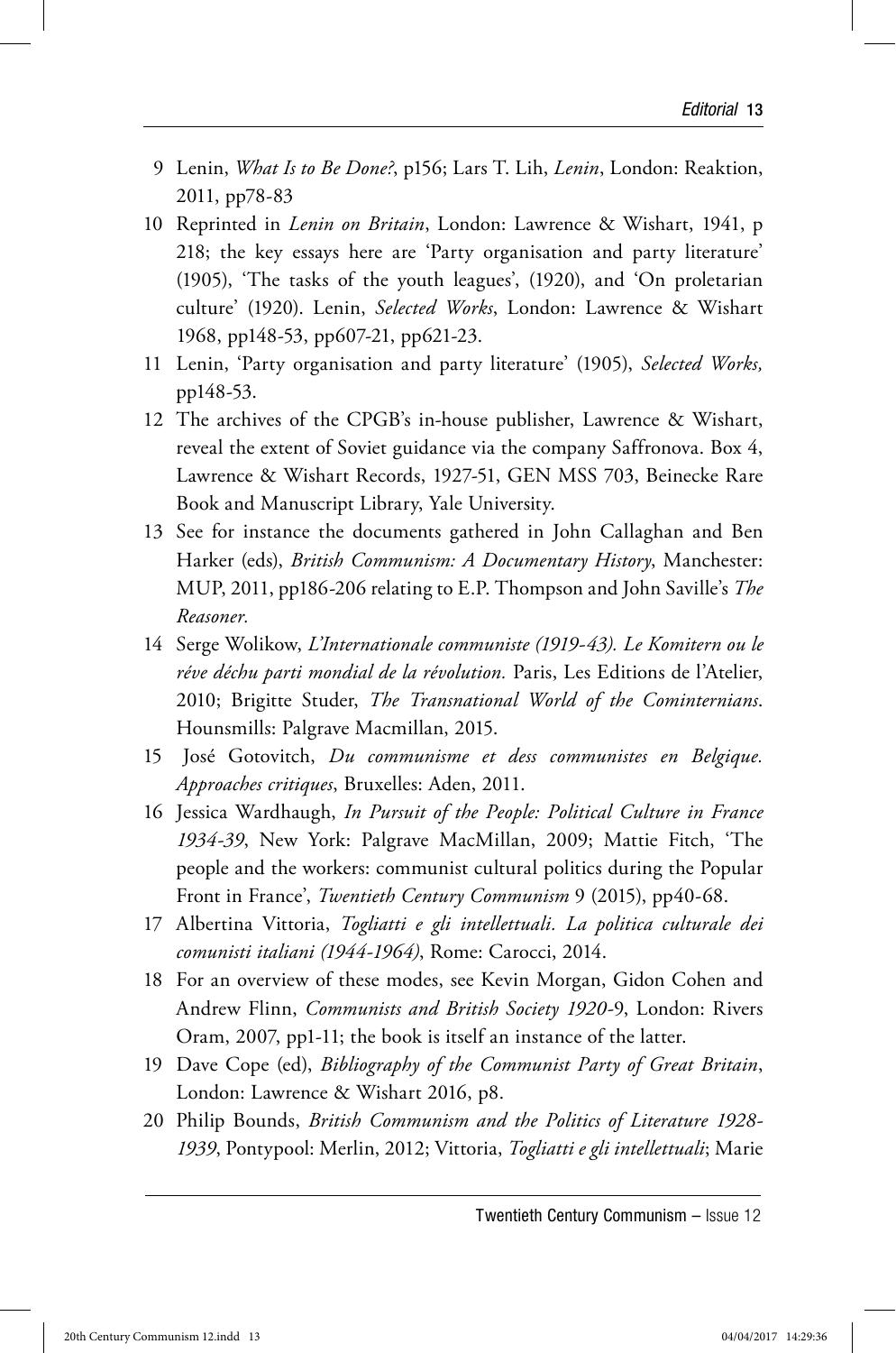9 Lenin, *What Is to Be Done?*, p156; Lars T. Lih, *Lenin*, London: Reaktion, 2011, pp78-83

10 Reprinted in *Lenin on Britain*, London: Lawrence & Wishart, 1941, p 218; the key essays here are 'Party organisation and party literature' (1905), 'The tasks of the youth leagues', (1920), and 'On proletarian culture' (1920). Lenin, *Selected Works*, London: Lawrence & Wishart 1968, pp148-53, pp607-21, pp621-23.

11 Lenin, 'Party organisation and party literature' (1905), *Selected Works,* pp148-53.

12 The archives of the CPGB's in-house publisher, Lawrence & Wishart, reveal the extent of Soviet guidance via the company Saffronova. Box 4, Lawrence & Wishart Records, 1927-51, GEN MSS 703, Beinecke Rare Book and Manuscript Library, Yale University.

13 See for instance the documents gathered in John Callaghan and Ben Harker (eds), *British Communism: A Documentary History*, Manchester: MUP, 2011, pp186-206 relating to E.P. Thompson and John Saville's *The Reasoner.*

14 Serge Wolikow, *L'Internationale communiste (1919-43). Le Komitern ou le réve déchu parti mondial de la révolution.* Paris, Les Editions de l'Atelier, 2010; Brigitte Studer, *The Transnational World of the Cominternians*. Hounsmills: Palgrave Macmillan, 2015.

15 José Gotovitch, *Du communisme et dess communistes en Belgique. Approaches critiques*, Bruxelles: Aden, 2011.

16 Jessica Wardhaugh, *In Pursuit of the People: Political Culture in France 1934-39*, New York: Palgrave MacMillan, 2009; Mattie Fitch, 'The people and the workers: communist cultural politics during the Popular Front in France', *Twentieth Century Communism* 9 (2015), pp40-68.

17 Albertina Vittoria, *Togliatti e gli intellettuali. La politica culturale dei comunisti italiani (1944-1964)*, Rome: Carocci, 2014.

18 For an overview of these modes, see Kevin Morgan, Gidon Cohen and Andrew Flinn, *Communists and British Society 1920-9*, London: Rivers Oram, 2007, pp1-11; the book is itself an instance of the latter.

19 Dave Cope (ed), *Bibliography of the Communist Party of Great Britain*, London: Lawrence & Wishart 2016, p8.

20 Philip Bounds, *British Communism and the Politics of Literature 1928-1939*, Pontypool: Merlin, 2012; Vittoria, *Togliatti e gli intellettuali*; Marie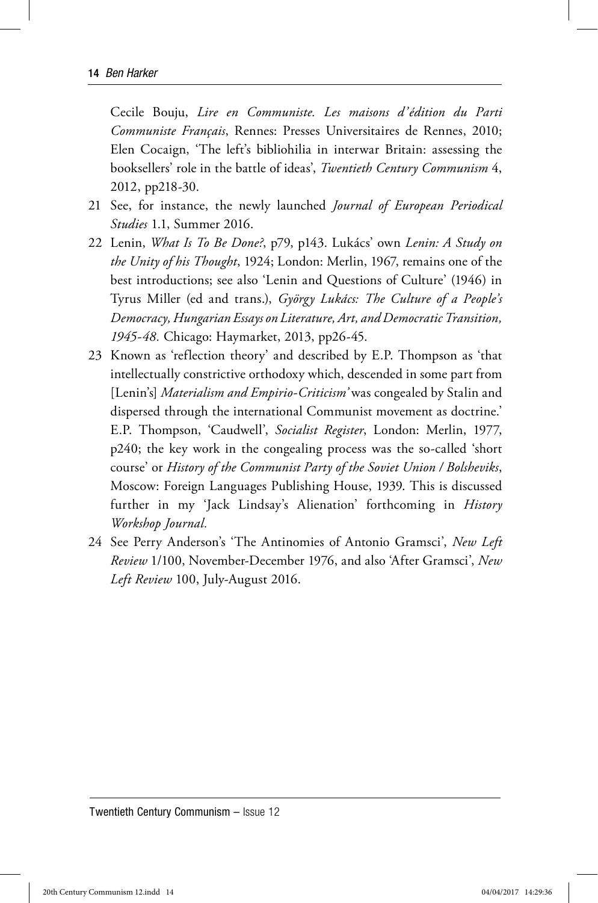Cecile Bouju, *Lire en Communiste. Les maisons d'édition du Parti Communiste Français*, Rennes: Presses Universitaires de Rennes, 2010; Elen Cocaign, 'The left's bibliohilia in interwar Britain: assessing the booksellers' role in the battle of ideas', *Twentieth Century Communism* 4, 2012, pp218-30.

21 See, for instance, the newly launched *Journal of European Periodical Studies* 1.1, Summer 2016.

22 Lenin, *What Is To Be Done?*, p79, p143. Lukács' own *Lenin: A Study on the Unity of his Thought*, 1924; London: Merlin, 1967, remains one of the best introductions; see also 'Lenin and Questions of Culture' (1946) in Tyrus Miller (ed and trans.), *György Lukács: The Culture of a People's Democracy, Hungarian Essays on Literature, Art, and Democratic Transition, 1945-48*. Chicago: Haymarket, 2013, pp26-45.

23 Known as 'reflection theory' and described by E.P. Thompson as 'that intellectually constrictive orthodoxy which, descended in some part from [Lenin's] *Materialism and Empirio-Criticism'* was congealed by Stalin and dispersed through the international Communist movement as doctrine.' E.P. Thompson, 'Caudwell', *Socialist Register*, London: Merlin, 1977, p240; the key work in the congealing process was the so-called 'short course' or *History of the Communist Party of the Soviet Union / Bolsheviks*, Moscow: Foreign Languages Publishing House, 1939. This is discussed further in my 'Jack Lindsay's Alienation' forthcoming in *History Workshop Journal*.

24 See Perry Anderson's 'The Antinomies of Antonio Gramsci', *New Left Review* 1/100, November-December 1976, and also 'After Gramsci', *New Left Review* 100, July-August 2016.